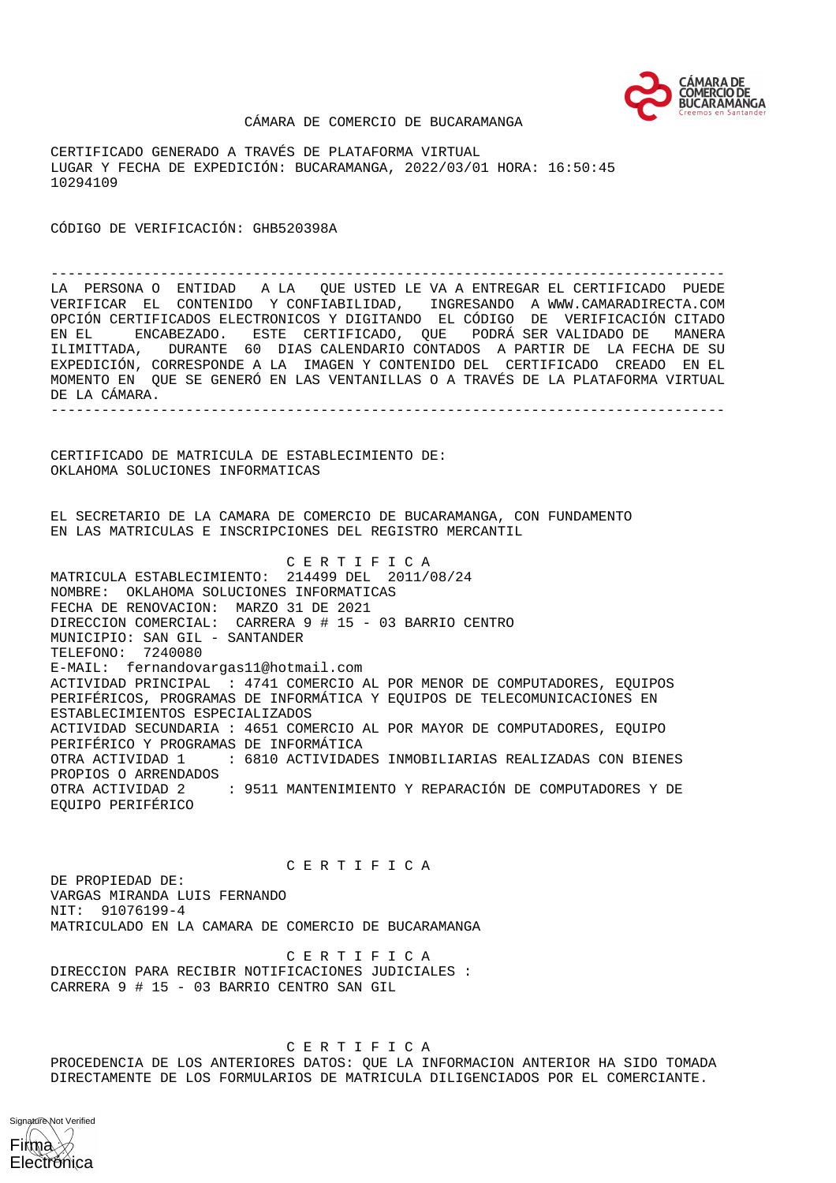CÁMARA DE COMERCIO DE BUCARAMANGA

CERTIFICADO GENERADO A TRAVÉS DE PLATAFORMA VIRTUAL
LUGAR Y FECHA DE EXPEDICIÓN: BUCARAMANGA, 2022/03/01 HORA: 16:50:45
10294109

CÓDIGO DE VERIFICACIÓN: GHB520398A

--------------------------------------------------------------------------------
LA PERSONA O ENTIDAD A LA QUE USTED LE VA A ENTREGAR EL CERTIFICADO PUEDE VERIFICAR EL CONTENIDO Y CONFIABILIDAD, INGRESANDO A WWW.CAMARADIRECTA.COM OPCIÓN CERTIFICADOS ELECTRONICOS Y DIGITANDO EL CÓDIGO DE VERIFICACIÓN CITADO EN EL ENCABEZADO. ESTE CERTIFICADO, QUE PODRÁ SER VALIDADO DE MANERA ILIMITTADA, DURANTE 60 DIAS CALENDARIO CONTADOS A PARTIR DE LA FECHA DE SU EXPEDICIÓN, CORRESPONDE A LA IMAGEN Y CONTENIDO DEL CERTIFICADO CREADO EN EL MOMENTO EN QUE SE GENERÓ EN LAS VENTANILLAS O A TRAVÉS DE LA PLATAFORMA VIRTUAL DE LA CÁMARA.
--------------------------------------------------------------------------------

CERTIFICADO DE MATRICULA DE ESTABLECIMIENTO DE:
OKLAHOMA SOLUCIONES INFORMATICAS

EL SECRETARIO DE LA CAMARA DE COMERCIO DE BUCARAMANGA, CON FUNDAMENTO EN LAS MATRICULAS E INSCRIPCIONES DEL REGISTRO MERCANTIL

C E R T I F I C A

MATRICULA ESTABLECIMIENTO: 214499 DEL 2011/08/24
NOMBRE: OKLAHOMA SOLUCIONES INFORMATICAS
FECHA DE RENOVACION: MARZO 31 DE 2021
DIRECCION COMERCIAL: CARRERA 9 # 15 - 03 BARRIO CENTRO
MUNICIPIO: SAN GIL - SANTANDER
TELEFONO: 7240080
E-MAIL: fernandovargas11@hotmail.com
ACTIVIDAD PRINCIPAL : 4741 COMERCIO AL POR MENOR DE COMPUTADORES, EQUIPOS PERIFÉRICOS, PROGRAMAS DE INFORMÁTICA Y EQUIPOS DE TELECOMUNICACIONES EN ESTABLECIMIENTOS ESPECIALIZADOS
ACTIVIDAD SECUNDARIA : 4651 COMERCIO AL POR MAYOR DE COMPUTADORES, EQUIPO PERIFÉRICO Y PROGRAMAS DE INFORMÁTICA
OTRA ACTIVIDAD 1 : 6810 ACTIVIDADES INMOBILIARIAS REALIZADAS CON BIENES PROPIOS O ARRENDADOS
OTRA ACTIVIDAD 2 : 9511 MANTENIMIENTO Y REPARACIÓN DE COMPUTADORES Y DE EQUIPO PERIFÉRICO

C E R T I F I C A

DE PROPIEDAD DE:
VARGAS MIRANDA LUIS FERNANDO
NIT: 91076199-4
MATRICULADO EN LA CAMARA DE COMERCIO DE BUCARAMANGA

C E R T I F I C A

DIRECCION PARA RECIBIR NOTIFICACIONES JUDICIALES :
CARRERA 9 # 15 - 03 BARRIO CENTRO SAN GIL

C E R T I F I C A

PROCEDENCIA DE LOS ANTERIORES DATOS: QUE LA INFORMACION ANTERIOR HA SIDO TOMADA DIRECTAMENTE DE LOS FORMULARIOS DE MATRICULA DILIGENCIADOS POR EL COMERCIANTE.

Signature Not Verified
Firma Electrónica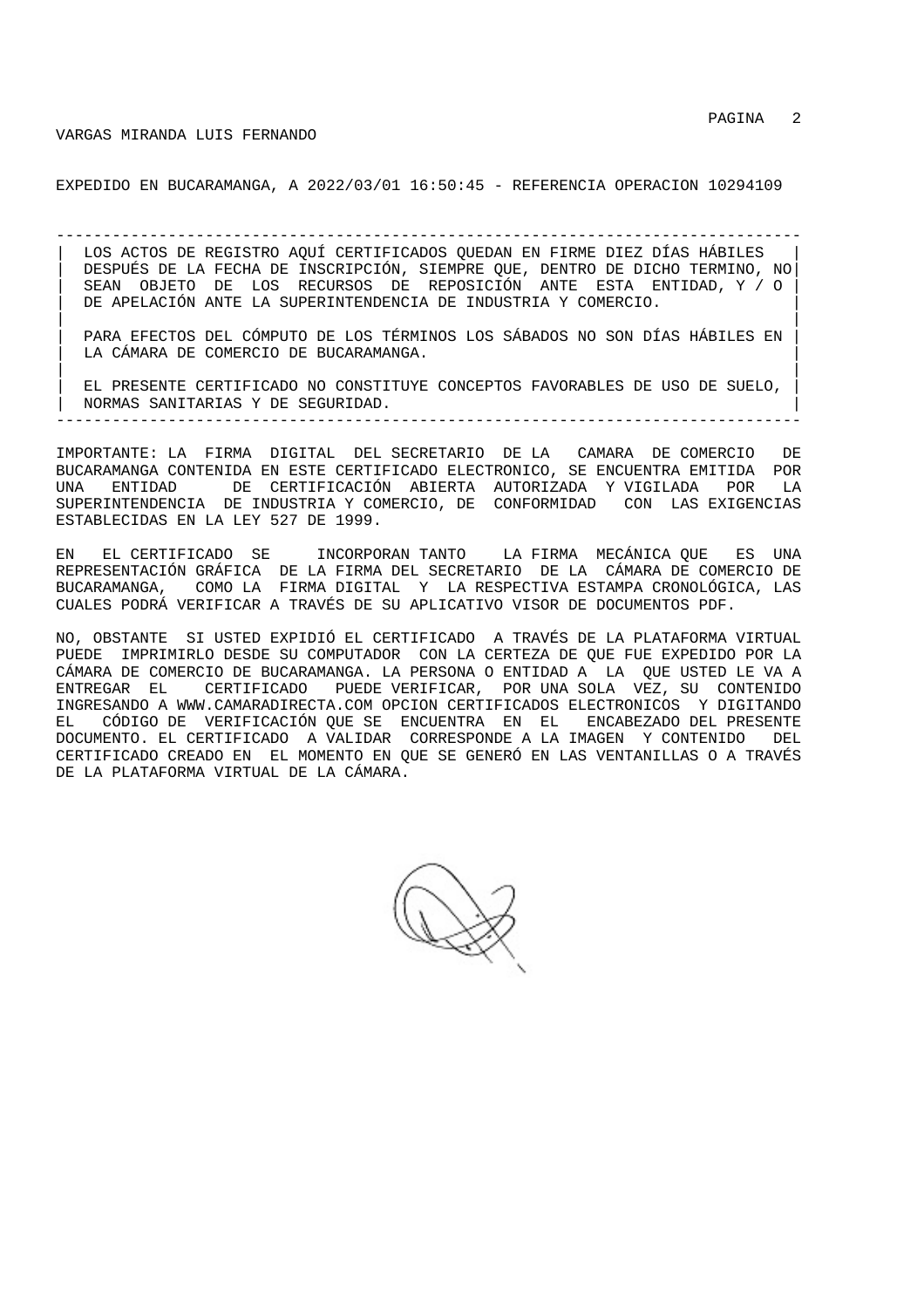VARGAS MIRANDA LUIS FERNANDO

EXPEDIDO EN BUCARAMANGA, A 2022/03/01 16:50:45 - REFERENCIA OPERACION 10294109

---

LOS ACTOS DE REGISTRO AQUÍ CERTIFICADOS QUEDAN EN FIRME DIEZ DÍAS HÁBILES DESPUÉS DE LA FECHA DE INSCRIPCIÓN, SIEMPRE QUE, DENTRO DE DICHO TERMINO, NO SEAN OBJETO DE LOS RECURSOS DE REPOSICIÓN ANTE ESTA ENTIDAD, Y / O DE APELACIÓN ANTE LA SUPERINTENDENCIA DE INDUSTRIA Y COMERCIO.

PARA EFECTOS DEL CÓMPUTO DE LOS TÉRMINOS LOS SÁBADOS NO SON DÍAS HÁBILES EN LA CÁMARA DE COMERCIO DE BUCARAMANGA.

EL PRESENTE CERTIFICADO NO CONSTITUYE CONCEPTOS FAVORABLES DE USO DE SUELO, NORMAS SANITARIAS Y DE SEGURIDAD.

---

IMPORTANTE: LA FIRMA DIGITAL DEL SECRETARIO DE LA CAMARA DE COMERCIO DE BUCARAMANGA CONTENIDA EN ESTE CERTIFICADO ELECTRONICO, SE ENCUENTRA EMITIDA POR UNA ENTIDAD DE CERTIFICACIÓN ABIERTA AUTORIZADA Y VIGILADA POR LA SUPERINTENDENCIA DE INDUSTRIA Y COMERCIO, DE CONFORMIDAD CON LAS EXIGENCIAS ESTABLECIDAS EN LA LEY 527 DE 1999.

EN EL CERTIFICADO SE INCORPORAN TANTO LA FIRMA MECÁNICA QUE ES UNA REPRESENTACIÓN GRÁFICA DE LA FIRMA DEL SECRETARIO DE LA CÁMARA DE COMERCIO DE BUCARAMANGA, COMO LA FIRMA DIGITAL Y LA RESPECTIVA ESTAMPA CRONOLÓGICA, LAS CUALES PODRÁ VERIFICAR A TRAVÉS DE SU APLICATIVO VISOR DE DOCUMENTOS PDF.

NO, OBSTANTE SI USTED EXPIDIÓ EL CERTIFICADO A TRAVÉS DE LA PLATAFORMA VIRTUAL PUEDE IMPRIMIRLO DESDE SU COMPUTADOR CON LA CERTEZA DE QUE FUE EXPEDIDO POR LA CÁMARA DE COMERCIO DE BUCARAMANGA. LA PERSONA O ENTIDAD A LA QUE USTED LE VA A ENTREGAR EL CERTIFICADO PUEDE VERIFICAR, POR UNA SOLA VEZ, SU CONTENIDO INGRESANDO A WWW.CAMARADIRECTA.COM OPCION CERTIFICADOS ELECTRONICOS Y DIGITANDO EL CÓDIGO DE VERIFICACIÓN QUE SE ENCUENTRA EN EL ENCABEZADO DEL PRESENTE DOCUMENTO. EL CERTIFICADO A VALIDAR CORRESPONDE A LA IMAGEN Y CONTENIDO DEL CERTIFICADO CREADO EN EL MOMENTO EN QUE SE GENERÓ EN LAS VENTANILLAS O A TRAVÉS DE LA PLATAFORMA VIRTUAL DE LA CÁMARA.